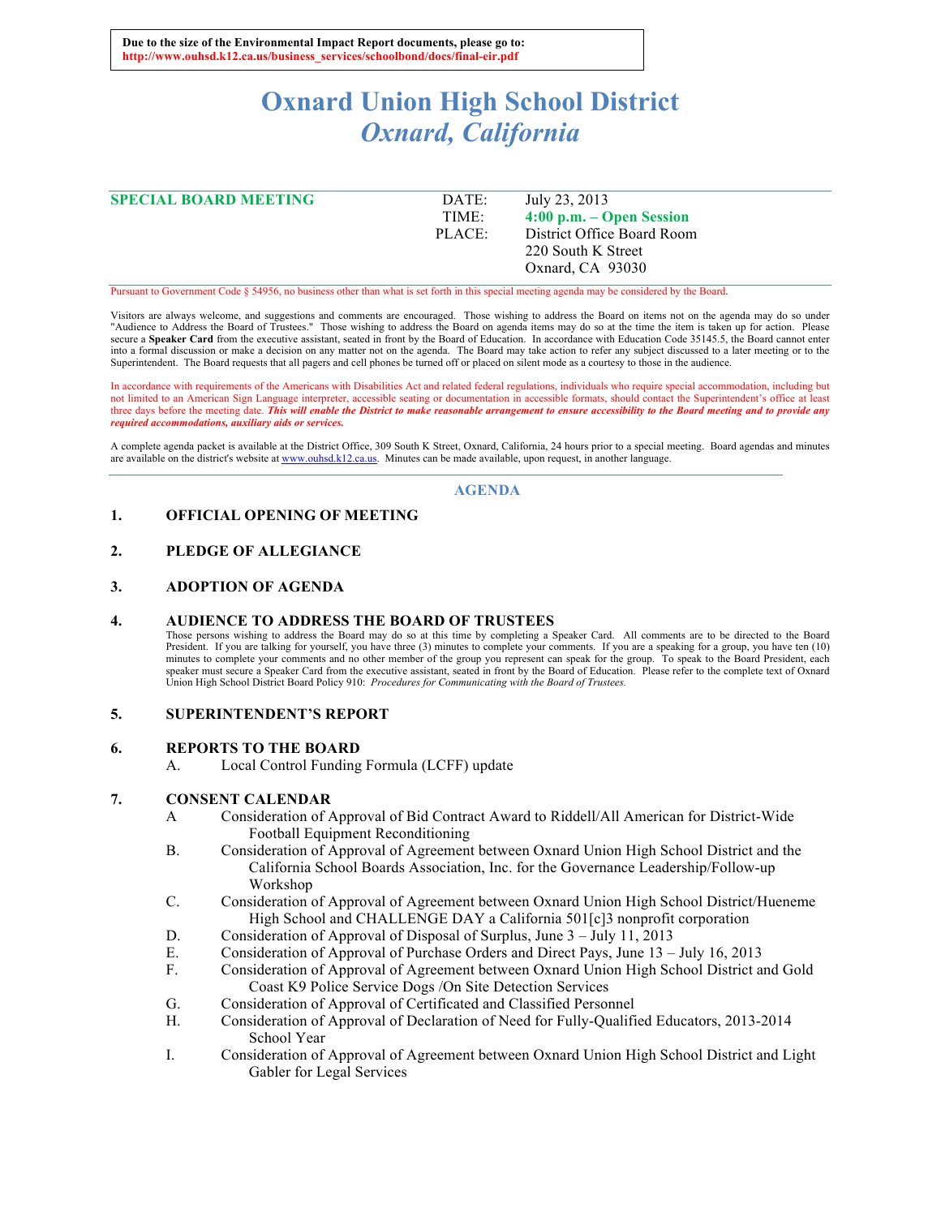**Due to the size of the Environmental Impact Report documents, please go to:**
**http://www.ouhsd.k12.ca.us/business_services/schoolbond/docs/final-eir.pdf**

# Oxnard Union High School District
## *Oxnard, California*

| **SPECIAL BOARD MEETING** | DATE: | July 23, 2013 |
|---|---|---|
| | TIME: | **4:00 p.m. – Open Session** |
| | PLACE: | District Office Board Room<br>220 South K Street<br>Oxnard, CA 93030 |

Pursuant to Government Code § 54956, no business other than what is set forth in this special meeting agenda may be considered by the Board.

Visitors are always welcome, and suggestions and comments are encouraged. Those wishing to address the Board on items not on the agenda may do so under "Audience to Address the Board of Trustees." Those wishing to address the Board on agenda items may do so at the time the item is taken up for action. Please secure a **Speaker Card** from the executive assistant, seated in front by the Board of Education. In accordance with Education Code 35145.5, the Board cannot enter into a formal discussion or make a decision on any matter not on the agenda. The Board may take action to refer any subject discussed to a later meeting or to the Superintendent. The Board requests that all pagers and cell phones be turned off or placed on silent mode as a courtesy to those in the audience.

In accordance with requirements of the Americans with Disabilities Act and related federal regulations, individuals who require special accommodation, including but not limited to an American Sign Language interpreter, accessible seating or documentation in accessible formats, should contact the Superintendent's office at least three days before the meeting date. ***This will enable the District to make reasonable arrangement to ensure accessibility to the Board meeting and to provide any required accommodations, auxiliary aids or services.***

A complete agenda packet is available at the District Office, 309 South K Street, Oxnard, California, 24 hours prior to a special meeting. Board agendas and minutes are available on the district's website at www.ouhsd.k12.ca.us. Minutes can be made available, upon request, in another language.

## AGENDA

### 1. OFFICIAL OPENING OF MEETING

### 2. PLEDGE OF ALLEGIANCE

### 3. ADOPTION OF AGENDA

### 4. AUDIENCE TO ADDRESS THE BOARD OF TRUSTEES

Those persons wishing to address the Board may do so at this time by completing a Speaker Card. All comments are to be directed to the Board President. If you are talking for yourself, you have three (3) minutes to complete your comments. If you are a speaking for a group, you have ten (10) minutes to complete your comments and no other member of the group you represent can speak for the group. To speak to the Board President, each speaker must secure a Speaker Card from the executive assistant, seated in front by the Board of Education. Please refer to the complete text of Oxnard Union High School District Board Policy 910: *Procedures for Communicating with the Board of Trustees.*

### 5. SUPERINTENDENT'S REPORT

### 6. REPORTS TO THE BOARD

A. Local Control Funding Formula (LCFF) update

### 7. CONSENT CALENDAR

A Consideration of Approval of Bid Contract Award to Riddell/All American for District-Wide Football Equipment Reconditioning

B. Consideration of Approval of Agreement between Oxnard Union High School District and the California School Boards Association, Inc. for the Governance Leadership/Follow-up Workshop

C. Consideration of Approval of Agreement between Oxnard Union High School District/Hueneme High School and CHALLENGE DAY a California 501[c]3 nonprofit corporation

D. Consideration of Approval of Disposal of Surplus, June 3 – July 11, 2013

E. Consideration of Approval of Purchase Orders and Direct Pays, June 13 – July 16, 2013

F. Consideration of Approval of Agreement between Oxnard Union High School District and Gold Coast K9 Police Service Dogs /On Site Detection Services

G. Consideration of Approval of Certificated and Classified Personnel

H. Consideration of Approval of Declaration of Need for Fully-Qualified Educators, 2013-2014 School Year

I. Consideration of Approval of Agreement between Oxnard Union High School District and Light Gabler for Legal Services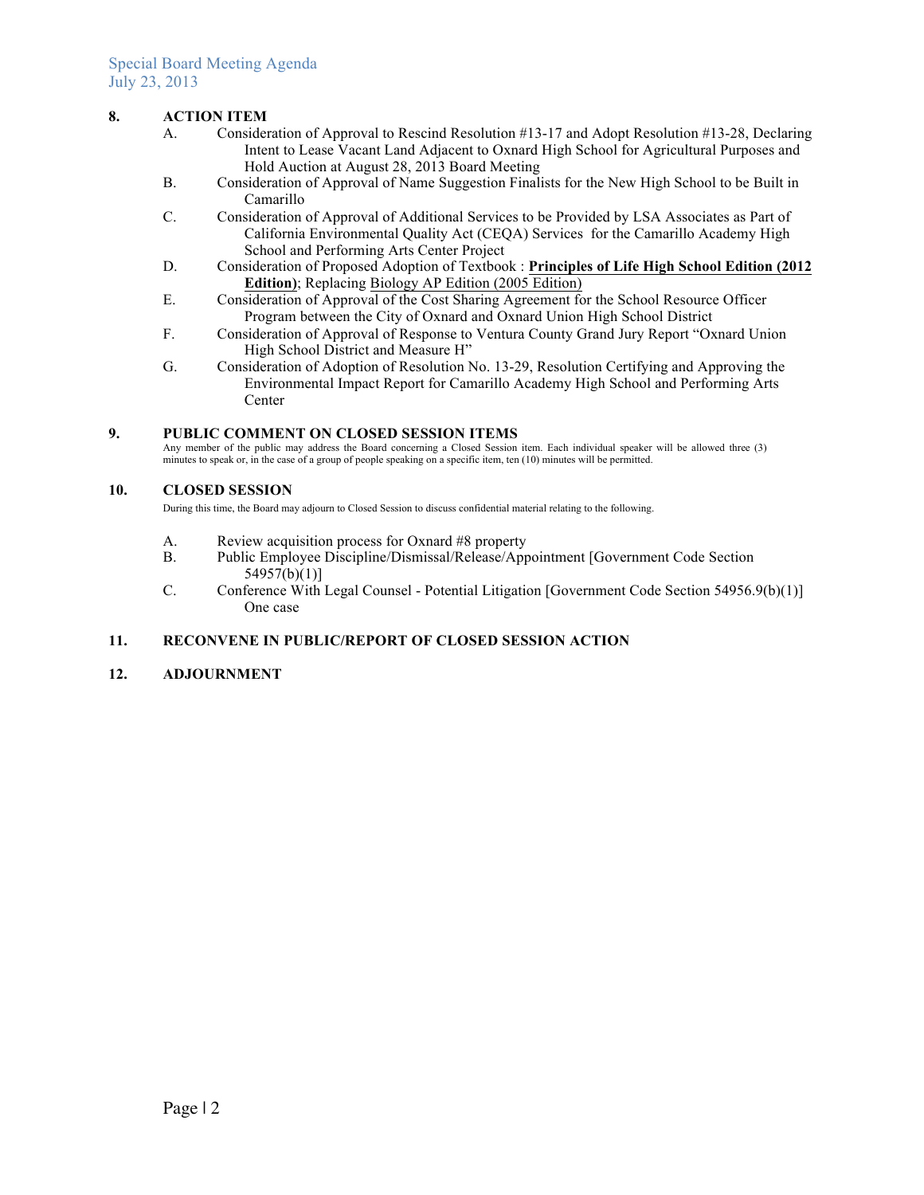## 8. ACTION ITEM

A. Consideration of Approval to Rescind Resolution #13-17 and Adopt Resolution #13-28, Declaring Intent to Lease Vacant Land Adjacent to Oxnard High School for Agricultural Purposes and Hold Auction at August 28, 2013 Board Meeting

B. Consideration of Approval of Name Suggestion Finalists for the New High School to be Built in Camarillo

C. Consideration of Approval of Additional Services to be Provided by LSA Associates as Part of California Environmental Quality Act (CEQA) Services for the Camarillo Academy High School and Performing Arts Center Project

D. Consideration of Proposed Adoption of Textbook : **Principles of Life High School Edition (2012 Edition)**; Replacing Biology AP Edition (2005 Edition)

E. Consideration of Approval of the Cost Sharing Agreement for the School Resource Officer Program between the City of Oxnard and Oxnard Union High School District

F. Consideration of Approval of Response to Ventura County Grand Jury Report "Oxnard Union High School District and Measure H"

G. Consideration of Adoption of Resolution No. 13-29, Resolution Certifying and Approving the Environmental Impact Report for Camarillo Academy High School and Performing Arts Center

## 9. PUBLIC COMMENT ON CLOSED SESSION ITEMS

Any member of the public may address the Board concerning a Closed Session item. Each individual speaker will be allowed three (3) minutes to speak or, in the case of a group of people speaking on a specific item, ten (10) minutes will be permitted.

## 10. CLOSED SESSION

During this time, the Board may adjourn to Closed Session to discuss confidential material relating to the following.

A. Review acquisition process for Oxnard #8 property

B. Public Employee Discipline/Dismissal/Release/Appointment [Government Code Section 54957(b)(1)]

C. Conference With Legal Counsel - Potential Litigation [Government Code Section 54956.9(b)(1)] One case

## 11. RECONVENE IN PUBLIC/REPORT OF CLOSED SESSION ACTION

## 12. ADJOURNMENT